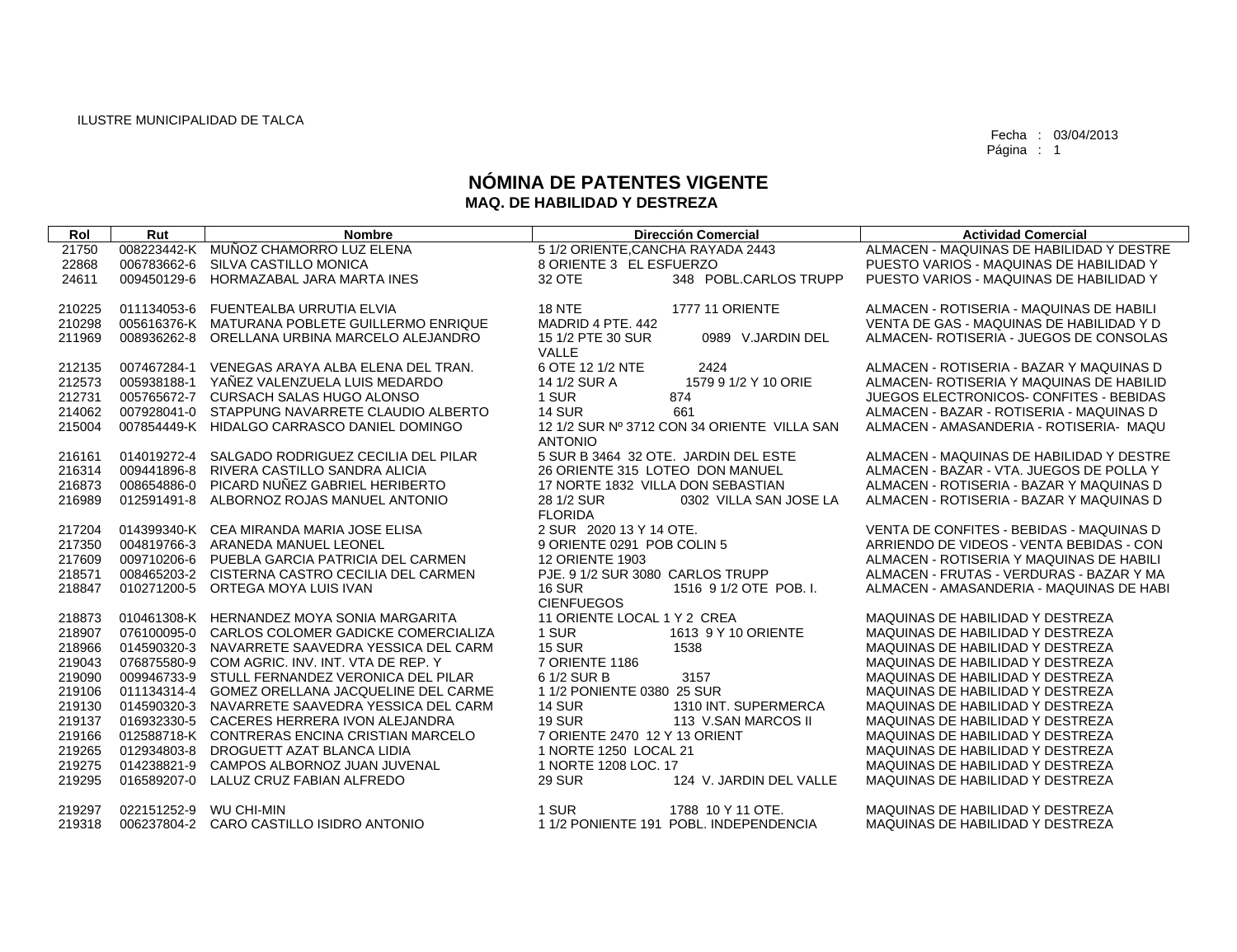ILUSTRE MUNICIPALIDAD DE TALCA

Fecha : 03/04/2013

# NÓMINA DE PATENTES VIGENTE
## MAQ. DE HABILIDAD Y DESTREZA

| Rol | Rut | Nombre | Dirección Comercial | Actividad Comercial |
|---|---|---|---|---|
| 21750 | 008223442-K | MUÑOZ CHAMORRO LUZ ELENA | 5 1/2 ORIENTE,CANCHA RAYADA 2443 | ALMACEN - MAQUINAS DE HABILIDAD Y DESTRE |
| 22868 | 006783662-6 | SILVA CASTILLO MONICA | 8 ORIENTE 3 EL ESFUERZO | PUESTO VARIOS - MAQUINAS DE HABILIDAD Y |
| 24611 | 009450129-6 | HORMAZABAL JARA MARTA INES | 32 OTE 348 POBL.CARLOS TRUPP | PUESTO VARIOS - MAQUINAS DE HABILIDAD Y |
| 210225 | 011134053-6 | FUENTEALBA URRUTIA ELVIA | 18 NTE 1777 11 ORIENTE | ALMACEN - ROTISERIA - MAQUINAS DE HABILI |
| 210298 | 005616376-K | MATURANA POBLETE GUILLERMO ENRIQUE | MADRID 4 PTE. 442 | VENTA DE GAS - MAQUINAS DE HABILIDAD Y D |
| 211969 | 008936262-8 | ORELLANA URBINA MARCELO ALEJANDRO | 15 1/2 PTE 30 SUR 0989 V.JARDIN DEL VALLE | ALMACEN- ROTISERIA - JUEGOS DE CONSOLAS |
| 212135 | 007467284-1 | VENEGAS ARAYA ALBA ELENA DEL TRAN. | 6 OTE 12 1/2 NTE 2424 | ALMACEN - ROTISERIA - BAZAR Y MAQUINAS D |
| 212573 | 005938188-1 | YAÑEZ VALENZUELA LUIS MEDARDO | 14 1/2 SUR A 1579 9 1/2 Y 10 ORIE | ALMACEN- ROTISERIA Y MAQUINAS DE HABILID |
| 212731 | 005765672-7 | CURSACH SALAS HUGO ALONSO | 1 SUR 874 | JUEGOS ELECTRONICOS- CONFITES - BEBIDAS |
| 214062 | 007928041-0 | STAPPUNG NAVARRETE CLAUDIO ALBERTO | 14 SUR 661 | ALMACEN - BAZAR - ROTISERIA - MAQUINAS D |
| 215004 | 007854449-K | HIDALGO CARRASCO DANIEL DOMINGO | 12 1/2 SUR Nº 3712 CON 34 ORIENTE VILLA SAN ANTONIO | ALMACEN - AMASANDERIA - ROTISERIA- MAQU |
| 216161 | 014019272-4 | SALGADO RODRIGUEZ CECILIA DEL PILAR | 5 SUR B 3464 32 OTE. JARDIN DEL ESTE | ALMACEN - MAQUINAS DE HABILIDAD Y DESTRE |
| 216314 | 009441896-8 | RIVERA CASTILLO SANDRA ALICIA | 26 ORIENTE 315 LOTEO DON MANUEL | ALMACEN - BAZAR - VTA. JUEGOS DE POLLA Y |
| 216873 | 008654886-0 | PICARD NUÑEZ GABRIEL HERIBERTO | 17 NORTE 1832 VILLA DON SEBASTIAN | ALMACEN - ROTISERIA - BAZAR Y MAQUINAS D |
| 216989 | 012591491-8 | ALBORNOZ ROJAS MANUEL ANTONIO | 28 1/2 SUR 0302 VILLA SAN JOSE LA FLORIDA | ALMACEN - ROTISERIA - BAZAR Y MAQUINAS D |
| 217204 | 014399340-K | CEA MIRANDA MARIA JOSE ELISA | 2 SUR 2020 13 Y 14 OTE. | VENTA DE CONFITES - BEBIDAS - MAQUINAS D |
| 217350 | 004819766-3 | ARANEDA MANUEL LEONEL | 9 ORIENTE 0291 POB COLIN 5 | ARRIENDO DE VIDEOS - VENTA BEBIDAS - CON |
| 217609 | 009710206-6 | PUEBLA GARCIA PATRICIA DEL CARMEN | 12 ORIENTE 1903 | ALMACEN - ROTISERIA Y MAQUINAS DE HABILI |
| 218571 | 008465203-2 | CISTERNA CASTRO CECILIA DEL CARMEN | PJE. 9 1/2 SUR 3080 CARLOS TRUPP | ALMACEN - FRUTAS - VERDURAS - BAZAR Y MA |
| 218847 | 010271200-5 | ORTEGA MOYA LUIS IVAN | 16 SUR 1516 9 1/2 OTE POB. I. CIENFUEGOS | ALMACEN - AMASANDERIA - MAQUINAS DE HABI |
| 218873 | 010461308-K | HERNANDEZ MOYA SONIA MARGARITA | 11 ORIENTE LOCAL 1 Y 2 CREA | MAQUINAS DE HABILIDAD Y DESTREZA |
| 218907 | 076100095-0 | CARLOS COLOMER GADICKE COMERCIALIZA | 1 SUR 1613 9 Y 10 ORIENTE | MAQUINAS DE HABILIDAD Y DESTREZA |
| 218966 | 014590320-3 | NAVARRETE SAAVEDRA YESSICA DEL CARM | 15 SUR 1538 | MAQUINAS DE HABILIDAD Y DESTREZA |
| 219043 | 076875580-9 | COM AGRIC. INV. INT. VTA DE REP. Y | 7 ORIENTE 1186 | MAQUINAS DE HABILIDAD Y DESTREZA |
| 219090 | 009946733-9 | STULL FERNANDEZ VERONICA DEL PILAR | 6 1/2 SUR B 3157 | MAQUINAS DE HABILIDAD Y DESTREZA |
| 219106 | 011134314-4 | GOMEZ ORELLANA JACQUELINE DEL CARME | 1 1/2 PONIENTE 0380 25 SUR | MAQUINAS DE HABILIDAD Y DESTREZA |
| 219130 | 014590320-3 | NAVARRETE SAAVEDRA YESSICA DEL CARM | 14 SUR 1310 INT. SUPERMERCA | MAQUINAS DE HABILIDAD Y DESTREZA |
| 219137 | 016932330-5 | CACERES HERRERA IVON ALEJANDRA | 19 SUR 113 V.SAN MARCOS II | MAQUINAS DE HABILIDAD Y DESTREZA |
| 219166 | 012588718-K | CONTRERAS ENCINA CRISTIAN MARCELO | 7 ORIENTE 2470 12 Y 13 ORIENT | MAQUINAS DE HABILIDAD Y DESTREZA |
| 219265 | 012934803-8 | DROGUETT AZAT BLANCA LIDIA | 1 NORTE 1250 LOCAL 21 | MAQUINAS DE HABILIDAD Y DESTREZA |
| 219275 | 014238821-9 | CAMPOS ALBORNOZ JUAN JUVENAL | 1 NORTE 1208 LOC. 17 | MAQUINAS DE HABILIDAD Y DESTREZA |
| 219295 | 016589207-0 | LALUZ CRUZ FABIAN ALFREDO | 29 SUR 124 V. JARDIN DEL VALLE | MAQUINAS DE HABILIDAD Y DESTREZA |
| 219297 | 022151252-9 | WU CHI-MIN | 1 SUR 1788 10 Y 11 OTE. | MAQUINAS DE HABILIDAD Y DESTREZA |
| 219318 | 006237804-2 | CARO CASTILLO ISIDRO ANTONIO | 1 1/2 PONIENTE 191 POBL. INDEPENDENCIA | MAQUINAS DE HABILIDAD Y DESTREZA |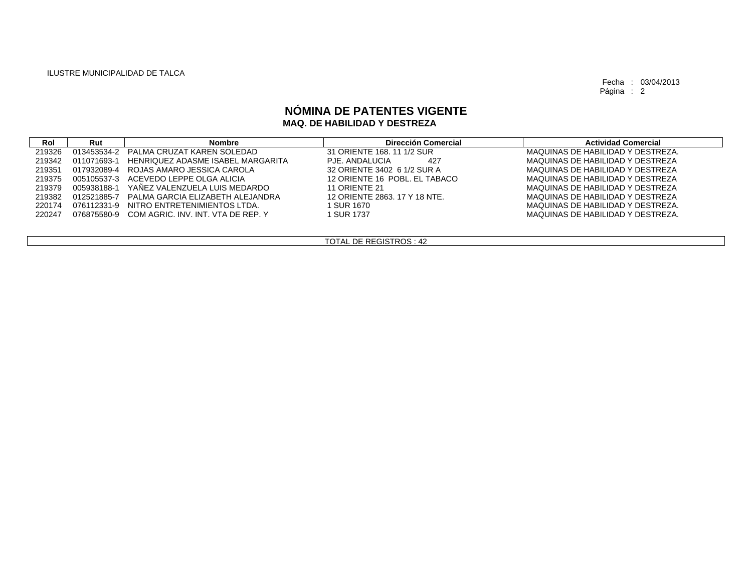ILUSTRE MUNICIPALIDAD DE TALCA

Fecha : 03/04/2013

# NÓMINA DE PATENTES VIGENTE

## MAQ. DE HABILIDAD Y DESTREZA

| Rol | Rut | Nombre | Dirección Comercial | Actividad Comercial |
|---|---|---|---|---|
| 219326 | 013453534-2 | PALMA CRUZAT KAREN SOLEDAD | 31 ORIENTE 168. 11 1/2 SUR | MAQUINAS DE HABILIDAD Y DESTREZA. |
| 219342 | 011071693-1 | HENRIQUEZ ADASME ISABEL MARGARITA | PJE. ANDALUCIA 427 | MAQUINAS DE HABILIDAD Y DESTREZA |
| 219351 | 017932089-4 | ROJAS AMARO JESSICA CAROLA | 32 ORIENTE 3402 6 1/2 SUR A | MAQUINAS DE HABILIDAD Y DESTREZA |
| 219375 | 005105537-3 | ACEVEDO LEPPE OLGA ALICIA | 12 ORIENTE 16 POBL. EL TABACO | MAQUINAS DE HABILIDAD Y DESTREZA |
| 219379 | 005938188-1 | YAÑEZ VALENZUELA LUIS MEDARDO | 11 ORIENTE 21 | MAQUINAS DE HABILIDAD Y DESTREZA |
| 219382 | 012521885-7 | PALMA GARCIA ELIZABETH ALEJANDRA | 12 ORIENTE 2863. 17 Y 18 NTE. | MAQUINAS DE HABILIDAD Y DESTREZA |
| 220174 | 076112331-9 | NITRO ENTRETENIMIENTOS LTDA. | 1 SUR 1670 | MAQUINAS DE HABILIDAD Y DESTREZA. |
| 220247 | 076875580-9 | COM AGRIC. INV. INT. VTA DE REP. Y | 1 SUR 1737 | MAQUINAS DE HABILIDAD Y DESTREZA. |

TOTAL DE REGISTROS : 42